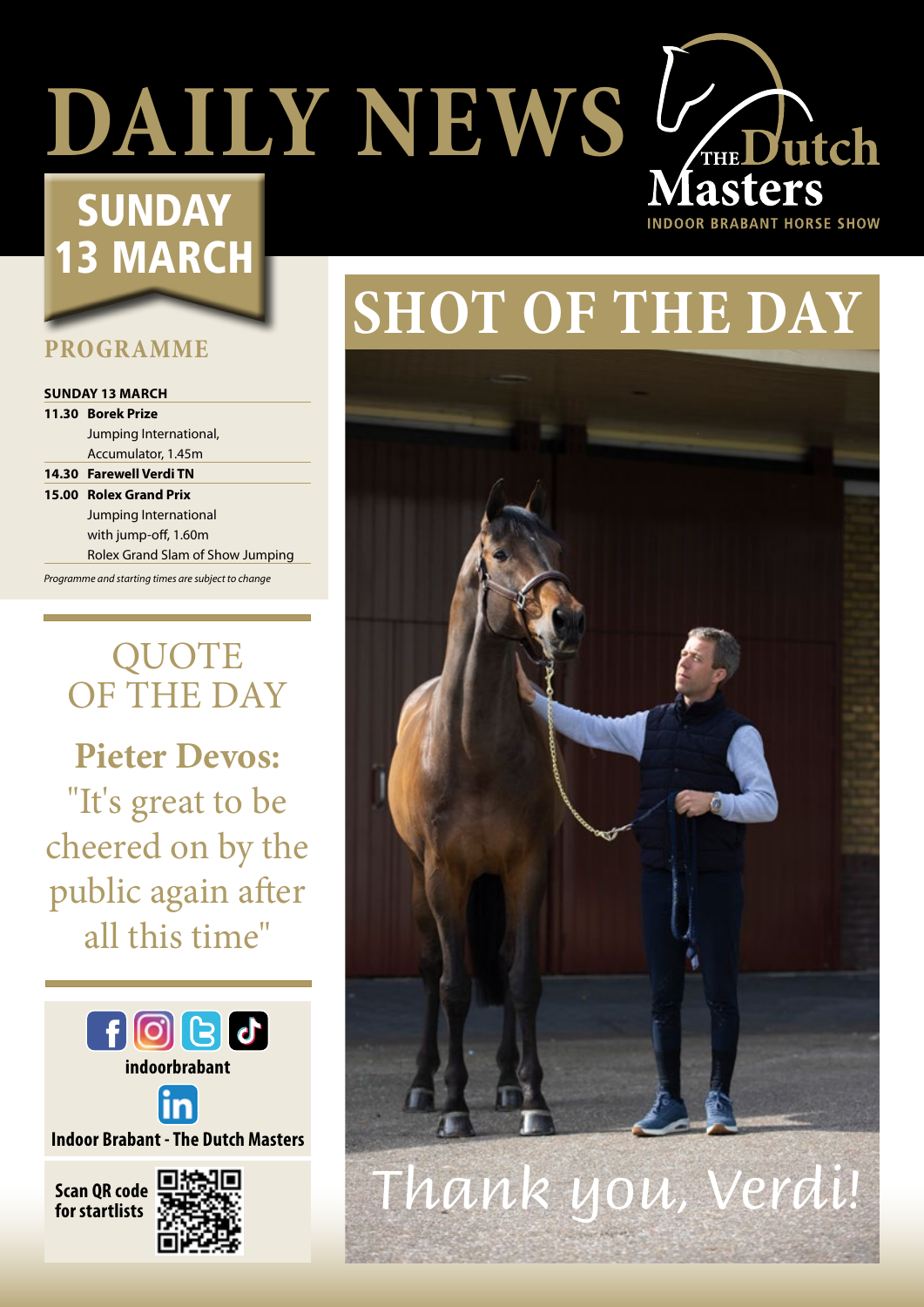# DAILY NEWS

The Dutch Masters
INDOOR BRABANT HORSE SHOW

## SUNDAY 13 MARCH

## PROGRAMME

| SUNDAY 13 MARCH | |
|---|---|
| **11.30** | **Borek Prize** Jumping International, Accumulator, 1.45m |
| **14.30** | **Farewell Verdi TN** |
| **15.00** | **Rolex Grand Prix** Jumping International with jump-off, 1.60m Rolex Grand Slam of Show Jumping |

*Programme and starting times are subject to change*

## QUOTE OF THE DAY

**Pieter Devos:** "It's great to be cheered on by the public again after all this time"

indoorbrabant

Indoor Brabant - The Dutch Masters

Scan QR code for startlists

## SHOT OF THE DAY

*Thank you, Verdi!*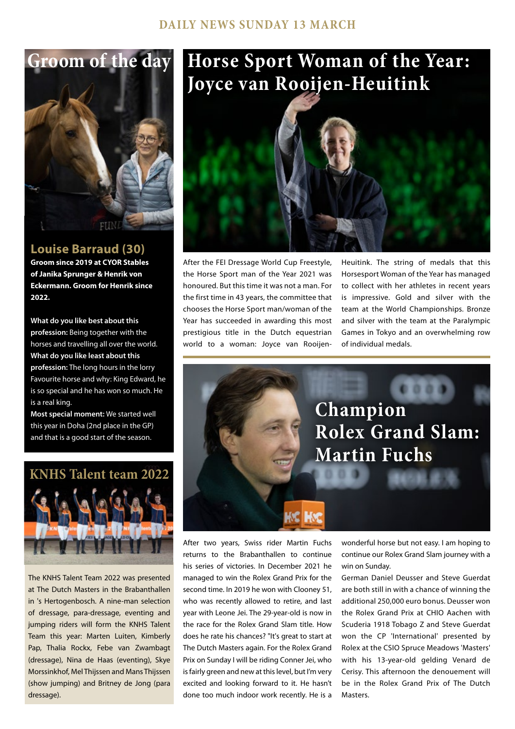## Groom of the day

### Louise Barraud (30)

**Groom since 2019 at CYOR Stables of Janika Sprunger & Henrik von Eckermann. Groom for Henrik since 2022.**

**What do you like best about this profession:** Being together with the horses and travelling all over the world.
**What do you like least about this profession:** The long hours in the lorry
Favourite horse and why: King Edward, he is so special and he has won so much. He is a real king.
**Most special moment:** We started well this year in Doha (2nd place in the GP) and that is a good start of the season.

## KNHS Talent team 2022

The KNHS Talent Team 2022 was presented at The Dutch Masters in the Brabanthallen in 's Hertogenbosch. A nine-man selection of dressage, para-dressage, eventing and jumping riders will form the KNHS Talent Team this year: Marten Luiten, Kimberly Pap, Thalia Rockx, Febe van Zwambagt (dressage), Nina de Haas (eventing), Skye Morssinkhof, Mel Thijssen and Mans Thijssen (show jumping) and Britney de Jong (para dressage).

# Horse Sport Woman of the Year: Joyce van Rooijen-Heuitink

After the FEI Dressage World Cup Freestyle, the Horse Sport man of the Year 2021 was honoured. But this time it was not a man. For the first time in 43 years, the committee that chooses the Horse Sport man/woman of the Year has succeeded in awarding this most prestigious title in the Dutch equestrian world to a woman: Joyce van Rooijen-Heuitink. The string of medals that this Horsesport Woman of the Year has managed to collect with her athletes in recent years is impressive. Gold and silver with the team at the World Championships. Bronze and silver with the team at the Paralympic Games in Tokyo and an overwhelming row of individual medals.

# Champion Rolex Grand Slam: Martin Fuchs

After two years, Swiss rider Martin Fuchs returns to the Brabanthallen to continue his series of victories. In December 2021 he managed to win the Rolex Grand Prix for the second time. In 2019 he won with Clooney 51, who was recently allowed to retire, and last year with Leone Jei. The 29-year-old is now in the race for the Rolex Grand Slam title. How does he rate his chances? "It's great to start at The Dutch Masters again. For the Rolex Grand Prix on Sunday I will be riding Conner Jei, who is fairly green and new at this level, but I'm very excited and looking forward to it. He hasn't done too much indoor work recently. He is a wonderful horse but not easy. I am hoping to continue our Rolex Grand Slam journey with a win on Sunday.

German Daniel Deusser and Steve Guerdat are both still in with a chance of winning the additional 250,000 euro bonus. Deusser won the Rolex Grand Prix at CHIO Aachen with Scuderia 1918 Tobago Z and Steve Guerdat won the CP 'International' presented by Rolex at the CSIO Spruce Meadows 'Masters' with his 13-year-old gelding Venard de Cerisy. This afternoon the denouement will be in the Rolex Grand Prix of The Dutch Masters.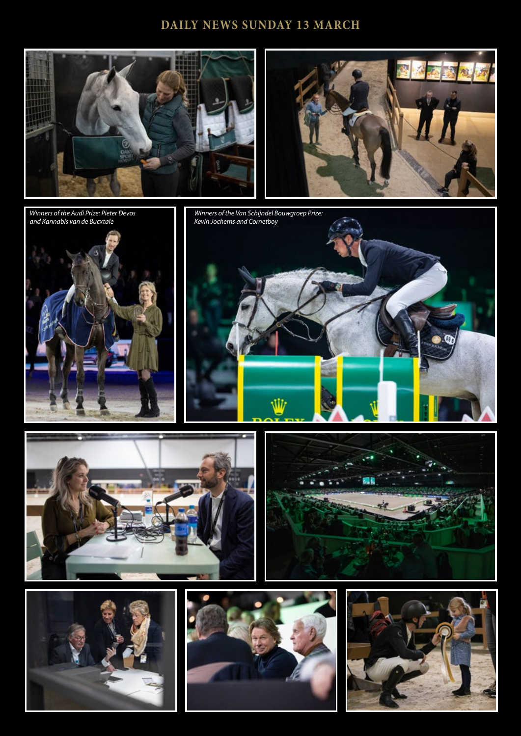# DAILY NEWS SUNDAY 13 MARCH

*Winners of the Audi Prize: Pieter Devos and Kannabis van de Bucxtale*

*Winners of the Van Schijndel Bouwgroep Prize: Kevin Jochems and Cornetboy*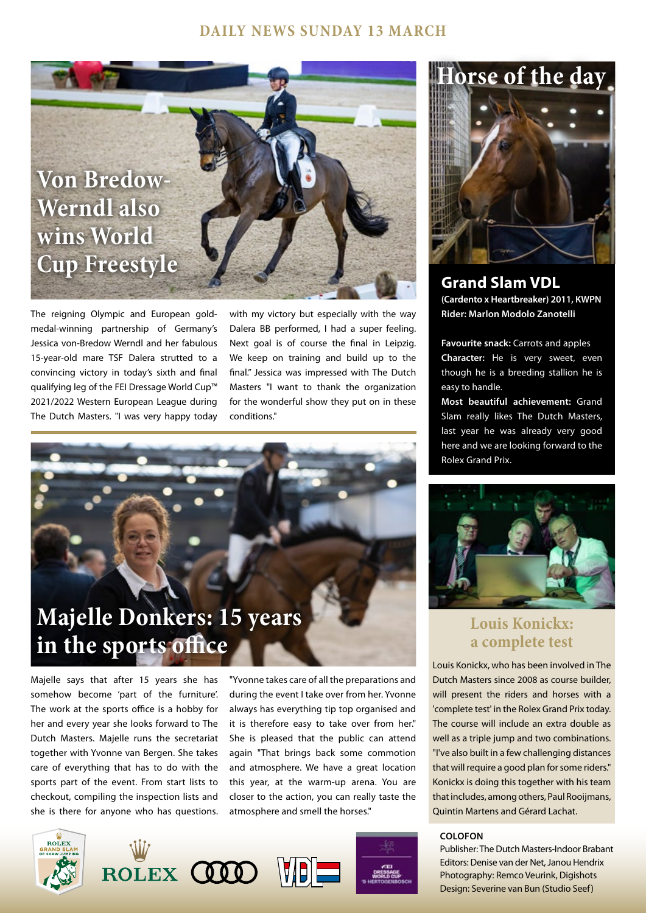# Von Bredow-Werndl also wins World Cup Freestyle

The reigning Olympic and European gold-medal-winning partnership of Germany's Jessica von-Bredow Werndl and her fabulous 15-year-old mare TSF Dalera strutted to a convincing victory in today's sixth and final qualifying leg of the FEI Dressage World Cup™ 2021/2022 Western European League during The Dutch Masters. "I was very happy today with my victory but especially with the way Dalera BB performed, I had a super feeling. Next goal is of course the final in Leipzig. We keep on training and build up to the final." Jessica was impressed with The Dutch Masters "I want to thank the organization for the wonderful show they put on in these conditions."

# Majelle Donkers: 15 years in the sports office

Majelle says that after 15 years she has somehow become 'part of the furniture'. The work at the sports office is a hobby for her and every year she looks forward to The Dutch Masters. Majelle runs the secretariat together with Yvonne van Bergen. She takes care of everything that has to do with the sports part of the event. From start lists to checkout, compiling the inspection lists and she is there for anyone who has questions. "Yvonne takes care of all the preparations and during the event I take over from her. Yvonne always has everything tip top organised and it is therefore easy to take over from her." She is pleased that the public can attend again "That brings back some commotion and atmosphere. We have a great location this year, at the warm-up arena. You are closer to the action, you can really taste the atmosphere and smell the horses."

# Horse of the day

## Grand Slam VDL

**(Cardento x Heartbreaker) 2011, KWPN**
**Rider: Marlon Modolo Zanotelli**

**Favourite snack:** Carrots and apples
**Character:** He is very sweet, even though he is a breeding stallion he is easy to handle.
**Most beautiful achievement:** Grand Slam really likes The Dutch Masters, last year he was already very good here and we are looking forward to the Rolex Grand Prix.

## Louis Konickx: a complete test

Louis Konickx, who has been involved in The Dutch Masters since 2008 as course builder, will present the riders and horses with a 'complete test' in the Rolex Grand Prix today. The course will include an extra double as well as a triple jump and two combinations. "I've also built in a few challenging distances that will require a good plan for some riders." Konickx is doing this together with his team that includes, among others, Paul Rooijmans, Quintin Martens and Gérard Lachat.

**COLOFON**
Publisher: The Dutch Masters-Indoor Brabant
Editors: Denise van der Net, Janou Hendrix
Photography: Remco Veurink, Digishots
Design: Severine van Bun (Studio Seef)